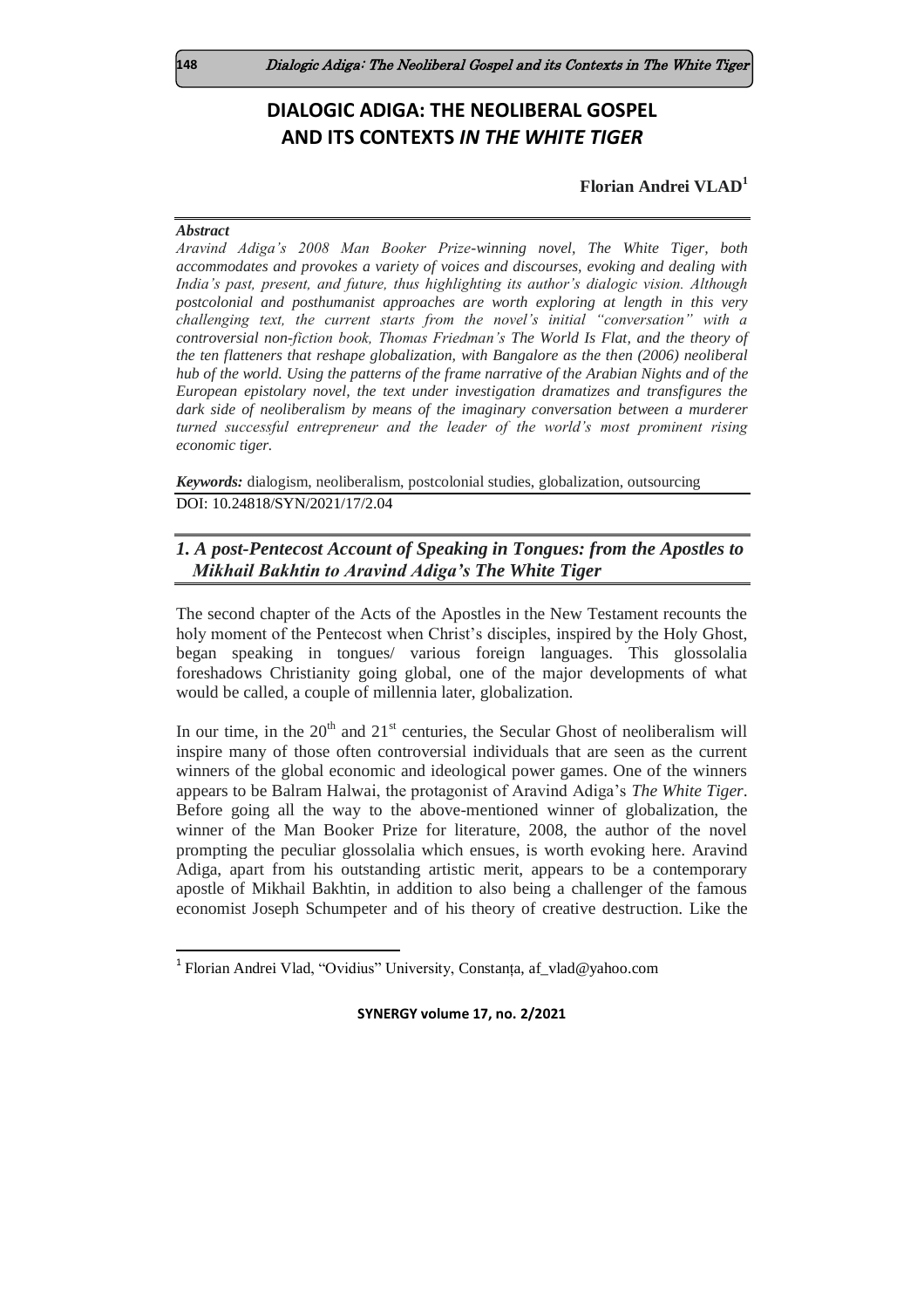# DIALOGIC ADIGA: THE NEOLIBERAL GOSPEL AND ITS CONTEXTS *IN THE WHITE TIGER*

**Florian Andrei VLAD**[1]

***Abstract***

*Aravind Adiga's 2008 Man Booker Prize-winning novel, The White Tiger, both accommodates and provokes a variety of voices and discourses, evoking and dealing with India's past, present, and future, thus highlighting its author's dialogic vision. Although postcolonial and posthumanist approaches are worth exploring at length in this very challenging text, the current starts from the novel's initial "conversation" with a controversial non-fiction book, Thomas Friedman's The World Is Flat, and the theory of the ten flatteners that reshape globalization, with Bangalore as the then (2006) neoliberal hub of the world. Using the patterns of the frame narrative of the Arabian Nights and of the European epistolary novel, the text under investigation dramatizes and transfigures the dark side of neoliberalism by means of the imaginary conversation between a murderer turned successful entrepreneur and the leader of the world's most prominent rising economic tiger.*

***Keywords:*** dialogism, neoliberalism, postcolonial studies, globalization, outsourcing

DOI: 10.24818/SYN/2021/17/2.04

## *1. A post-Pentecost Account of Speaking in Tongues: from the Apostles to Mikhail Bakhtin to Aravind Adiga's The White Tiger*

The second chapter of the Acts of the Apostles in the New Testament recounts the holy moment of the Pentecost when Christ's disciples, inspired by the Holy Ghost, began speaking in tongues/ various foreign languages. This glossolalia foreshadows Christianity going global, one of the major developments of what would be called, a couple of millennia later, globalization.

In our time, in the 20th and 21st centuries, the Secular Ghost of neoliberalism will inspire many of those often controversial individuals that are seen as the current winners of the global economic and ideological power games. One of the winners appears to be Balram Halwai, the protagonist of Aravind Adiga's *The White Tiger*. Before going all the way to the above-mentioned winner of globalization, the winner of the Man Booker Prize for literature, 2008, the author of the novel prompting the peculiar glossolalia which ensues, is worth evoking here. Aravind Adiga, apart from his outstanding artistic merit, appears to be a contemporary apostle of Mikhail Bakhtin, in addition to also being a challenger of the famous economist Joseph Schumpeter and of his theory of creative destruction. Like the

[1] Florian Andrei Vlad, "Ovidius" University, Constanța, af_vlad@yahoo.com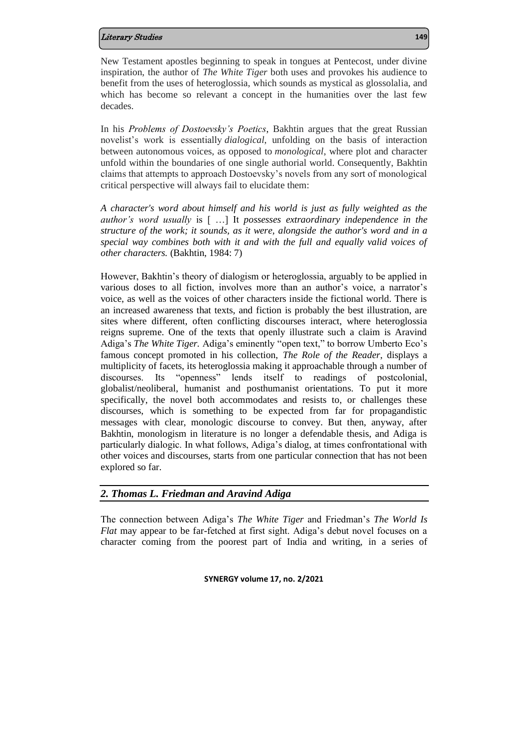New Testament apostles beginning to speak in tongues at Pentecost, under divine inspiration, the author of *The White Tiger* both uses and provokes his audience to benefit from the uses of heteroglossia, which sounds as mystical as glossolalia, and which has become so relevant a concept in the humanities over the last few decades.

In his *Problems of Dostoevsky's Poetics*, Bakhtin argues that the great Russian novelist's work is essentially *dialogical*, unfolding on the basis of interaction between autonomous voices, as opposed to *monological*, where plot and character unfold within the boundaries of one single authorial world. Consequently, Bakhtin claims that attempts to approach Dostoevsky's novels from any sort of monological critical perspective will always fail to elucidate them:

*A character's word about himself and his world is just as fully weighted as the author's word usually* is [ …] It *possesses extraordinary independence in the structure of the work; it sounds, as it were, alongside the author's word and in a special way combines both with it and with the full and equally valid voices of other characters.* (Bakhtin, 1984: 7)

However, Bakhtin's theory of dialogism or heteroglossia, arguably to be applied in various doses to all fiction, involves more than an author's voice, a narrator's voice, as well as the voices of other characters inside the fictional world. There is an increased awareness that texts, and fiction is probably the best illustration, are sites where different, often conflicting discourses interact, where heteroglossia reigns supreme. One of the texts that openly illustrate such a claim is Aravind Adiga's *The White Tiger.* Adiga's eminently "open text," to borrow Umberto Eco's famous concept promoted in his collection, *The Role of the Reader*, displays a multiplicity of facets, its heteroglossia making it approachable through a number of discourses. Its "openness" lends itself to readings of postcolonial, globalist/neoliberal, humanist and posthumanist orientations. To put it more specifically, the novel both accommodates and resists to, or challenges these discourses, which is something to be expected from far for propagandistic messages with clear, monologic discourse to convey. But then, anyway, after Bakhtin, monologism in literature is no longer a defendable thesis, and Adiga is particularly dialogic. In what follows, Adiga's dialog, at times confrontational with other voices and discourses, starts from one particular connection that has not been explored so far.

## *2. Thomas L. Friedman and Aravind Adiga*

The connection between Adiga's *The White Tiger* and Friedman's *The World Is Flat* may appear to be far-fetched at first sight. Adiga's debut novel focuses on a character coming from the poorest part of India and writing, in a series of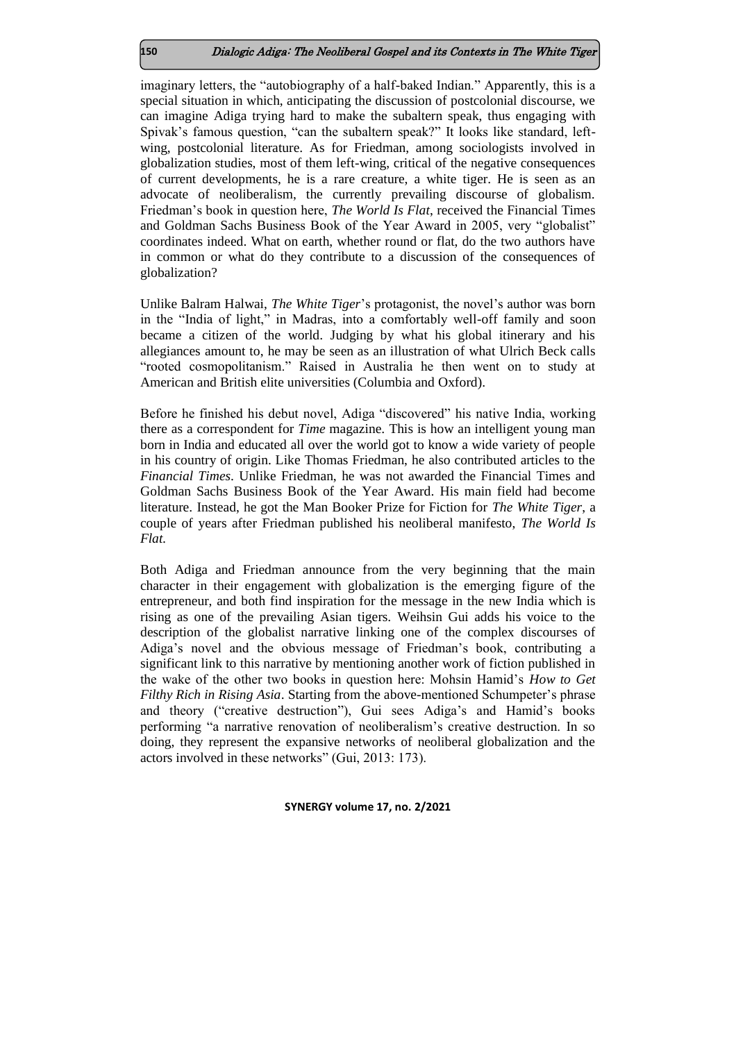imaginary letters, the "autobiography of a half-baked Indian." Apparently, this is a special situation in which, anticipating the discussion of postcolonial discourse, we can imagine Adiga trying hard to make the subaltern speak, thus engaging with Spivak's famous question, "can the subaltern speak?" It looks like standard, left-wing, postcolonial literature. As for Friedman, among sociologists involved in globalization studies, most of them left-wing, critical of the negative consequences of current developments, he is a rare creature, a white tiger. He is seen as an advocate of neoliberalism, the currently prevailing discourse of globalism. Friedman's book in question here, *The World Is Flat*, received the Financial Times and Goldman Sachs Business Book of the Year Award in 2005, very "globalist" coordinates indeed. What on earth, whether round or flat, do the two authors have in common or what do they contribute to a discussion of the consequences of globalization?

Unlike Balram Halwai, *The White Tiger*'s protagonist, the novel's author was born in the "India of light," in Madras, into a comfortably well-off family and soon became a citizen of the world. Judging by what his global itinerary and his allegiances amount to, he may be seen as an illustration of what Ulrich Beck calls "rooted cosmopolitanism." Raised in Australia he then went on to study at American and British elite universities (Columbia and Oxford).

Before he finished his debut novel, Adiga "discovered" his native India, working there as a correspondent for *Time* magazine. This is how an intelligent young man born in India and educated all over the world got to know a wide variety of people in his country of origin. Like Thomas Friedman, he also contributed articles to the *Financial Times*. Unlike Friedman, he was not awarded the Financial Times and Goldman Sachs Business Book of the Year Award. His main field had become literature. Instead, he got the Man Booker Prize for Fiction for *The White Tiger*, a couple of years after Friedman published his neoliberal manifesto, *The World Is Flat*.

Both Adiga and Friedman announce from the very beginning that the main character in their engagement with globalization is the emerging figure of the entrepreneur, and both find inspiration for the message in the new India which is rising as one of the prevailing Asian tigers. Weihsin Gui adds his voice to the description of the globalist narrative linking one of the complex discourses of Adiga's novel and the obvious message of Friedman's book, contributing a significant link to this narrative by mentioning another work of fiction published in the wake of the other two books in question here: Mohsin Hamid's *How to Get Filthy Rich in Rising Asia*. Starting from the above-mentioned Schumpeter's phrase and theory ("creative destruction"), Gui sees Adiga's and Hamid's books performing "a narrative renovation of neoliberalism's creative destruction. In so doing, they represent the expansive networks of neoliberal globalization and the actors involved in these networks" (Gui, 2013: 173).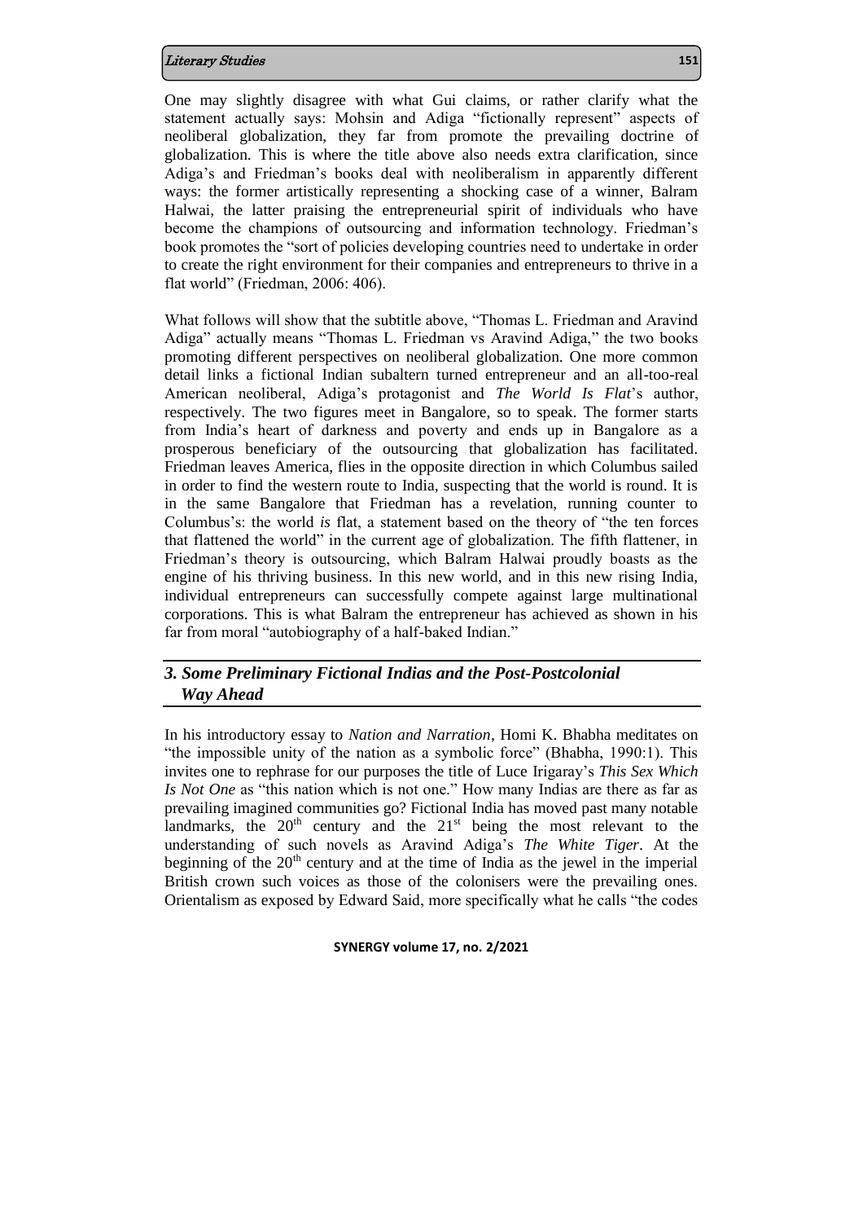One may slightly disagree with what Gui claims, or rather clarify what the statement actually says: Mohsin and Adiga "fictionally represent" aspects of neoliberal globalization, they far from promote the prevailing doctrine of globalization. This is where the title above also needs extra clarification, since Adiga's and Friedman's books deal with neoliberalism in apparently different ways: the former artistically representing a shocking case of a winner, Balram Halwai, the latter praising the entrepreneurial spirit of individuals who have become the champions of outsourcing and information technology. Friedman's book promotes the "sort of policies developing countries need to undertake in order to create the right environment for their companies and entrepreneurs to thrive in a flat world" (Friedman, 2006: 406).

What follows will show that the subtitle above, "Thomas L. Friedman and Aravind Adiga" actually means "Thomas L. Friedman vs Aravind Adiga," the two books promoting different perspectives on neoliberal globalization. One more common detail links a fictional Indian subaltern turned entrepreneur and an all-too-real American neoliberal, Adiga's protagonist and *The World Is Flat*'s author, respectively. The two figures meet in Bangalore, so to speak. The former starts from India's heart of darkness and poverty and ends up in Bangalore as a prosperous beneficiary of the outsourcing that globalization has facilitated. Friedman leaves America, flies in the opposite direction in which Columbus sailed in order to find the western route to India, suspecting that the world is round. It is in the same Bangalore that Friedman has a revelation, running counter to Columbus's: the world *is* flat, a statement based on the theory of "the ten forces that flattened the world" in the current age of globalization. The fifth flattener, in Friedman's theory is outsourcing, which Balram Halwai proudly boasts as the engine of his thriving business. In this new world, and in this new rising India, individual entrepreneurs can successfully compete against large multinational corporations. This is what Balram the entrepreneur has achieved as shown in his far from moral "autobiography of a half-baked Indian."

## *3. Some Preliminary Fictional Indias and the Post-Postcolonial Way Ahead*

In his introductory essay to *Nation and Narration*, Homi K. Bhabha meditates on "the impossible unity of the nation as a symbolic force" (Bhabha, 1990:1). This invites one to rephrase for our purposes the title of Luce Irigaray's *This Sex Which Is Not One* as "this nation which is not one." How many Indias are there as far as prevailing imagined communities go? Fictional India has moved past many notable landmarks, the 20th century and the 21st being the most relevant to the understanding of such novels as Aravind Adiga's *The White Tiger*. At the beginning of the 20th century and at the time of India as the jewel in the imperial British crown such voices as those of the colonisers were the prevailing ones. Orientalism as exposed by Edward Said, more specifically what he calls "the codes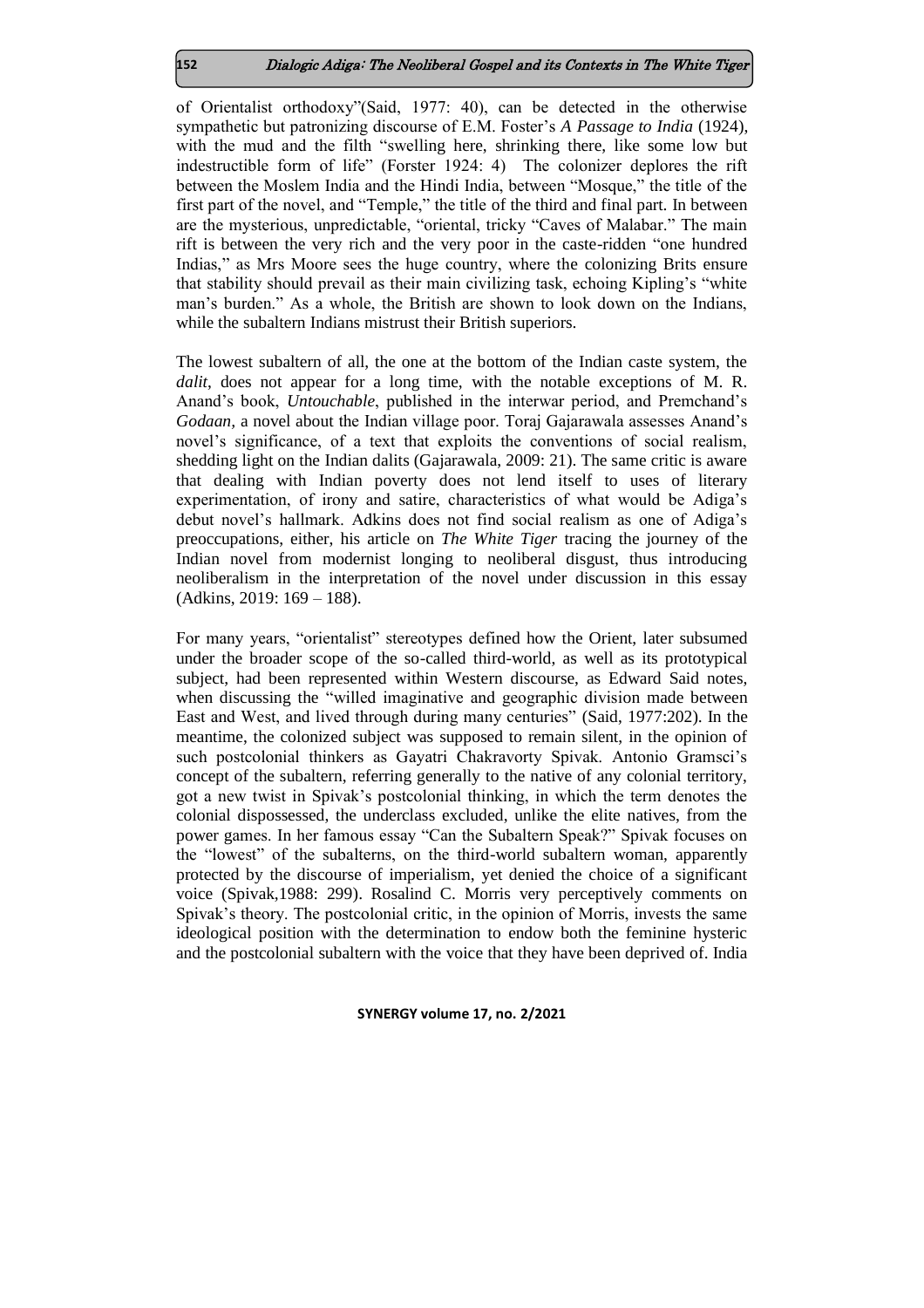of Orientalist orthodoxy"(Said, 1977: 40), can be detected in the otherwise sympathetic but patronizing discourse of E.M. Foster's *A Passage to India* (1924), with the mud and the filth "swelling here, shrinking there, like some low but indestructible form of life" (Forster 1924: 4) The colonizer deplores the rift between the Moslem India and the Hindi India, between "Mosque," the title of the first part of the novel, and "Temple," the title of the third and final part. In between are the mysterious, unpredictable, "oriental, tricky "Caves of Malabar." The main rift is between the very rich and the very poor in the caste-ridden "one hundred Indias," as Mrs Moore sees the huge country, where the colonizing Brits ensure that stability should prevail as their main civilizing task, echoing Kipling's "white man's burden." As a whole, the British are shown to look down on the Indians, while the subaltern Indians mistrust their British superiors.

The lowest subaltern of all, the one at the bottom of the Indian caste system, the *dalit*, does not appear for a long time, with the notable exceptions of M. R. Anand's book, *Untouchable*, published in the interwar period, and Premchand's *Godaan,* a novel about the Indian village poor. Toraj Gajarawala assesses Anand's novel's significance, of a text that exploits the conventions of social realism, shedding light on the Indian dalits (Gajarawala, 2009: 21). The same critic is aware that dealing with Indian poverty does not lend itself to uses of literary experimentation, of irony and satire, characteristics of what would be Adiga's debut novel's hallmark. Adkins does not find social realism as one of Adiga's preoccupations, either, his article on *The White Tiger* tracing the journey of the Indian novel from modernist longing to neoliberal disgust, thus introducing neoliberalism in the interpretation of the novel under discussion in this essay (Adkins, 2019: 169 – 188).

For many years, "orientalist" stereotypes defined how the Orient, later subsumed under the broader scope of the so-called third-world, as well as its prototypical subject, had been represented within Western discourse, as Edward Said notes, when discussing the "willed imaginative and geographic division made between East and West, and lived through during many centuries" (Said, 1977:202). In the meantime, the colonized subject was supposed to remain silent, in the opinion of such postcolonial thinkers as Gayatri Chakravorty Spivak. Antonio Gramsci's concept of the subaltern, referring generally to the native of any colonial territory, got a new twist in Spivak's postcolonial thinking, in which the term denotes the colonial dispossessed, the underclass excluded, unlike the elite natives, from the power games. In her famous essay "Can the Subaltern Speak?" Spivak focuses on the "lowest" of the subalterns, on the third-world subaltern woman, apparently protected by the discourse of imperialism, yet denied the choice of a significant voice (Spivak,1988: 299). Rosalind C. Morris very perceptively comments on Spivak's theory. The postcolonial critic, in the opinion of Morris, invests the same ideological position with the determination to endow both the feminine hysteric and the postcolonial subaltern with the voice that they have been deprived of. India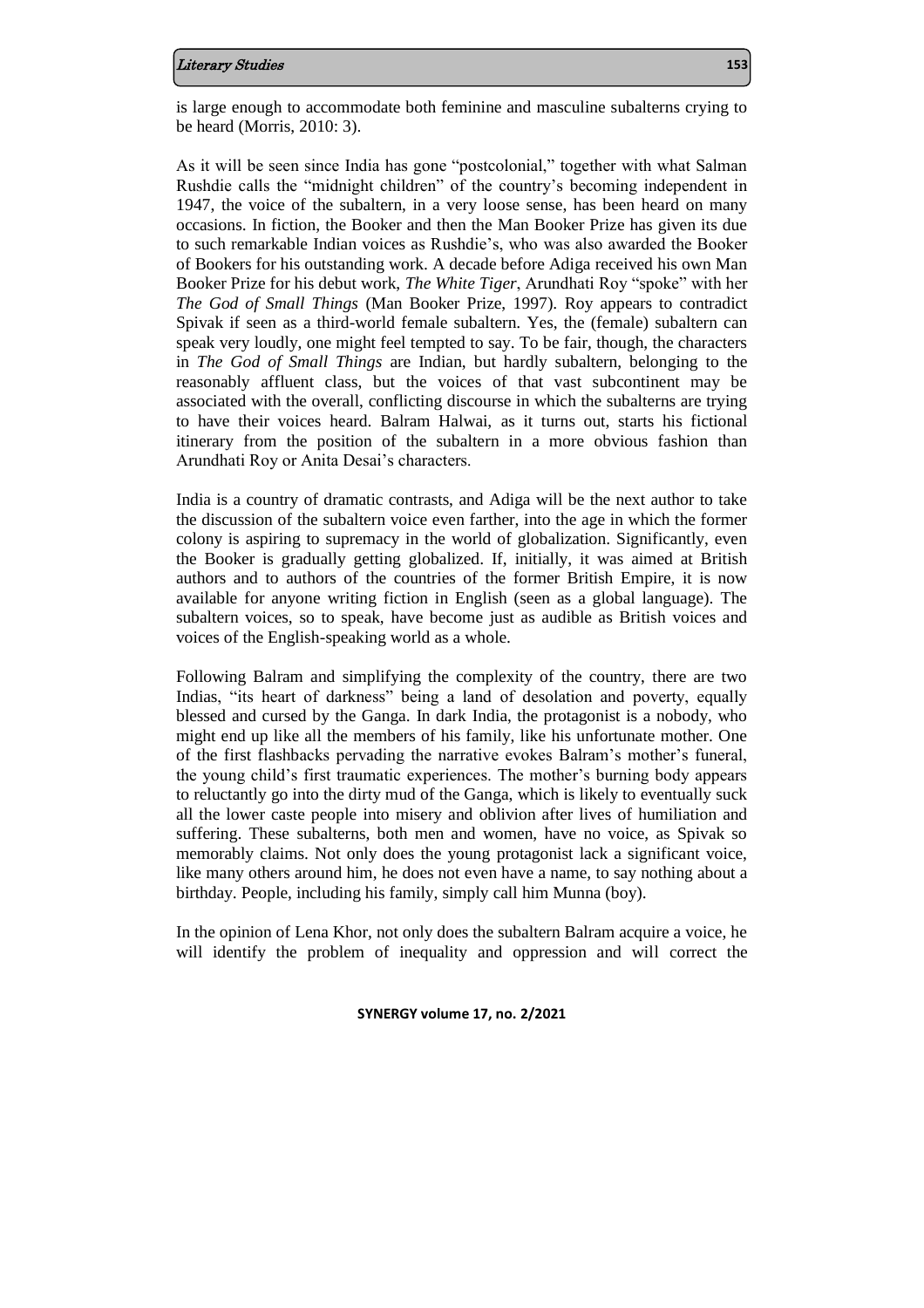is large enough to accommodate both feminine and masculine subalterns crying to be heard (Morris, 2010: 3).

As it will be seen since India has gone "postcolonial," together with what Salman Rushdie calls the "midnight children" of the country's becoming independent in 1947, the voice of the subaltern, in a very loose sense, has been heard on many occasions. In fiction, the Booker and then the Man Booker Prize has given its due to such remarkable Indian voices as Rushdie's, who was also awarded the Booker of Bookers for his outstanding work. A decade before Adiga received his own Man Booker Prize for his debut work, *The White Tiger*, Arundhati Roy "spoke" with her *The God of Small Things* (Man Booker Prize, 1997). Roy appears to contradict Spivak if seen as a third-world female subaltern. Yes, the (female) subaltern can speak very loudly, one might feel tempted to say. To be fair, though, the characters in *The God of Small Things* are Indian, but hardly subaltern, belonging to the reasonably affluent class, but the voices of that vast subcontinent may be associated with the overall, conflicting discourse in which the subalterns are trying to have their voices heard. Balram Halwai, as it turns out, starts his fictional itinerary from the position of the subaltern in a more obvious fashion than Arundhati Roy or Anita Desai's characters.

India is a country of dramatic contrasts, and Adiga will be the next author to take the discussion of the subaltern voice even farther, into the age in which the former colony is aspiring to supremacy in the world of globalization. Significantly, even the Booker is gradually getting globalized. If, initially, it was aimed at British authors and to authors of the countries of the former British Empire, it is now available for anyone writing fiction in English (seen as a global language). The subaltern voices, so to speak, have become just as audible as British voices and voices of the English-speaking world as a whole.

Following Balram and simplifying the complexity of the country, there are two Indias, "its heart of darkness" being a land of desolation and poverty, equally blessed and cursed by the Ganga. In dark India, the protagonist is a nobody, who might end up like all the members of his family, like his unfortunate mother. One of the first flashbacks pervading the narrative evokes Balram's mother's funeral, the young child's first traumatic experiences. The mother's burning body appears to reluctantly go into the dirty mud of the Ganga, which is likely to eventually suck all the lower caste people into misery and oblivion after lives of humiliation and suffering. These subalterns, both men and women, have no voice, as Spivak so memorably claims. Not only does the young protagonist lack a significant voice, like many others around him, he does not even have a name, to say nothing about a birthday. People, including his family, simply call him Munna (boy).

In the opinion of Lena Khor, not only does the subaltern Balram acquire a voice, he will identify the problem of inequality and oppression and will correct the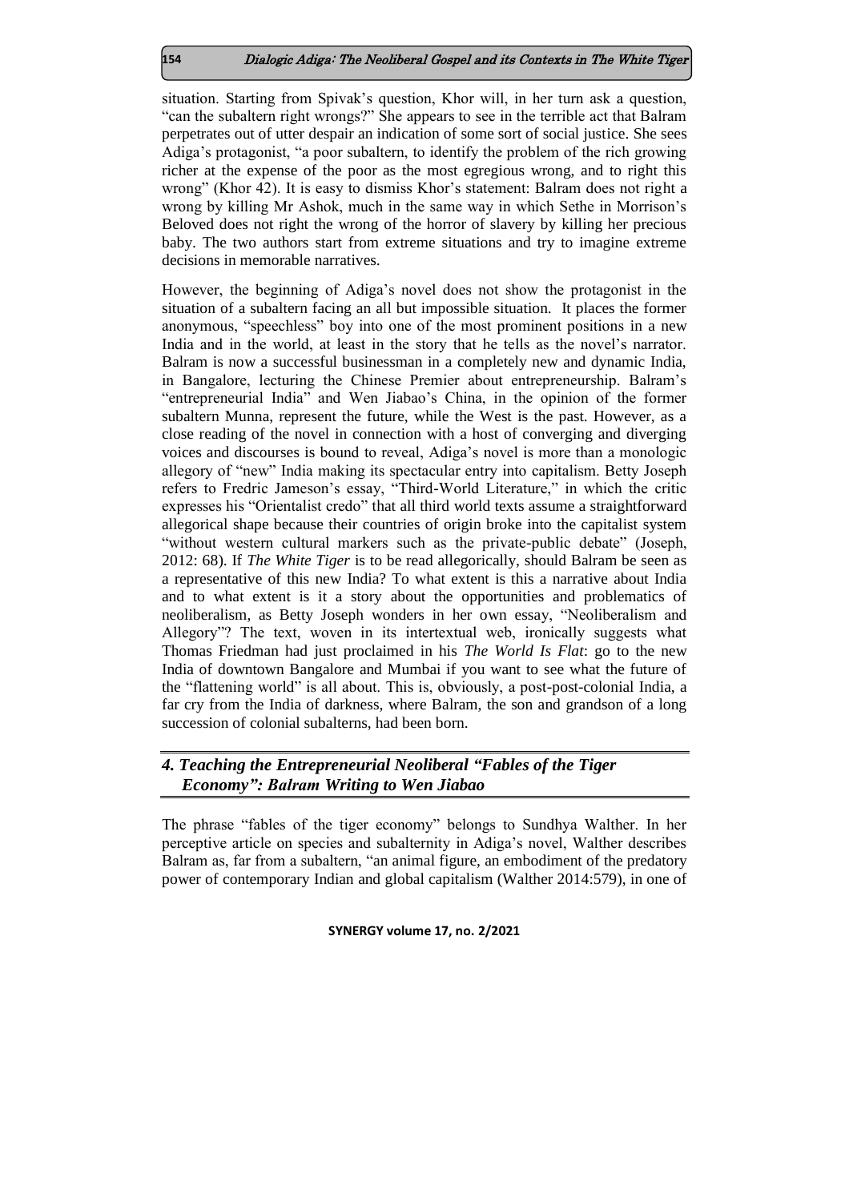situation. Starting from Spivak's question, Khor will, in her turn ask a question, "can the subaltern right wrongs?" She appears to see in the terrible act that Balram perpetrates out of utter despair an indication of some sort of social justice. She sees Adiga's protagonist, "a poor subaltern, to identify the problem of the rich growing richer at the expense of the poor as the most egregious wrong, and to right this wrong" (Khor 42). It is easy to dismiss Khor's statement: Balram does not right a wrong by killing Mr Ashok, much in the same way in which Sethe in Morrison's Beloved does not right the wrong of the horror of slavery by killing her precious baby. The two authors start from extreme situations and try to imagine extreme decisions in memorable narratives.

However, the beginning of Adiga's novel does not show the protagonist in the situation of a subaltern facing an all but impossible situation. It places the former anonymous, "speechless" boy into one of the most prominent positions in a new India and in the world, at least in the story that he tells as the novel's narrator. Balram is now a successful businessman in a completely new and dynamic India, in Bangalore, lecturing the Chinese Premier about entrepreneurship. Balram's "entrepreneurial India" and Wen Jiabao's China, in the opinion of the former subaltern Munna, represent the future, while the West is the past. However, as a close reading of the novel in connection with a host of converging and diverging voices and discourses is bound to reveal, Adiga's novel is more than a monologic allegory of "new" India making its spectacular entry into capitalism. Betty Joseph refers to Fredric Jameson's essay, "Third-World Literature," in which the critic expresses his "Orientalist credo" that all third world texts assume a straightforward allegorical shape because their countries of origin broke into the capitalist system "without western cultural markers such as the private-public debate" (Joseph, 2012: 68). If *The White Tiger* is to be read allegorically, should Balram be seen as a representative of this new India? To what extent is this a narrative about India and to what extent is it a story about the opportunities and problematics of neoliberalism, as Betty Joseph wonders in her own essay, "Neoliberalism and Allegory"? The text, woven in its intertextual web, ironically suggests what Thomas Friedman had just proclaimed in his *The World Is Flat*: go to the new India of downtown Bangalore and Mumbai if you want to see what the future of the "flattening world" is all about. This is, obviously, a post-post-colonial India, a far cry from the India of darkness, where Balram, the son and grandson of a long succession of colonial subalterns, had been born.

## *4. Teaching the Entrepreneurial Neoliberal "Fables of the Tiger Economy": Balram Writing to Wen Jiabao*

The phrase "fables of the tiger economy" belongs to Sundhya Walther. In her perceptive article on species and subalternity in Adiga's novel, Walther describes Balram as, far from a subaltern, "an animal figure, an embodiment of the predatory power of contemporary Indian and global capitalism (Walther 2014:579), in one of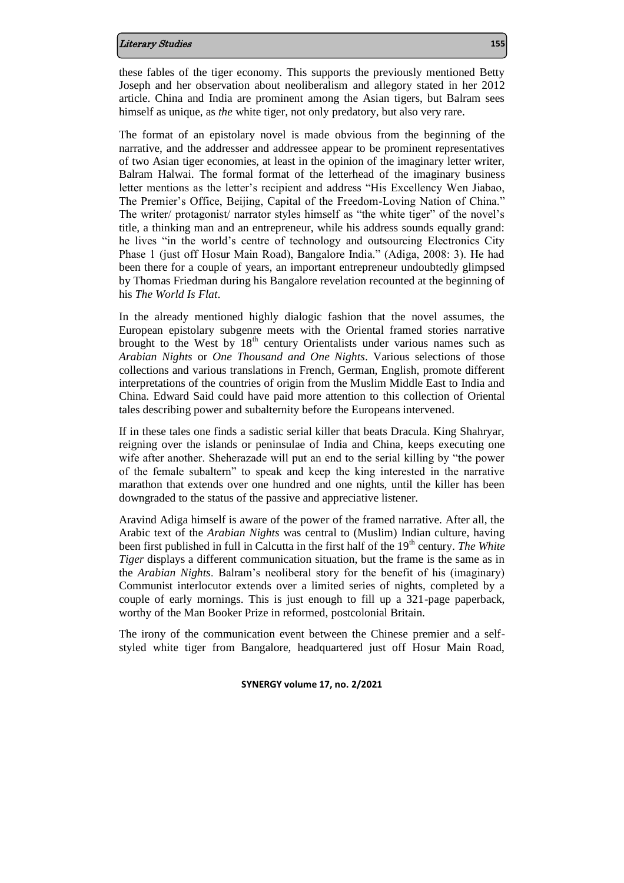these fables of the tiger economy. This supports the previously mentioned Betty Joseph and her observation about neoliberalism and allegory stated in her 2012 article. China and India are prominent among the Asian tigers, but Balram sees himself as unique, as *the* white tiger, not only predatory, but also very rare.

The format of an epistolary novel is made obvious from the beginning of the narrative, and the addresser and addressee appear to be prominent representatives of two Asian tiger economies, at least in the opinion of the imaginary letter writer, Balram Halwai. The formal format of the letterhead of the imaginary business letter mentions as the letter's recipient and address "His Excellency Wen Jiabao, The Premier's Office, Beijing, Capital of the Freedom-Loving Nation of China." The writer/ protagonist/ narrator styles himself as "the white tiger" of the novel's title, a thinking man and an entrepreneur, while his address sounds equally grand: he lives "in the world's centre of technology and outsourcing Electronics City Phase 1 (just off Hosur Main Road), Bangalore India." (Adiga, 2008: 3). He had been there for a couple of years, an important entrepreneur undoubtedly glimpsed by Thomas Friedman during his Bangalore revelation recounted at the beginning of his *The World Is Flat*.

In the already mentioned highly dialogic fashion that the novel assumes, the European epistolary subgenre meets with the Oriental framed stories narrative brought to the West by 18th century Orientalists under various names such as *Arabian Nights* or *One Thousand and One Nights*. Various selections of those collections and various translations in French, German, English, promote different interpretations of the countries of origin from the Muslim Middle East to India and China. Edward Said could have paid more attention to this collection of Oriental tales describing power and subalternity before the Europeans intervened.

If in these tales one finds a sadistic serial killer that beats Dracula. King Shahryar, reigning over the islands or peninsulae of India and China, keeps executing one wife after another. Sheherazade will put an end to the serial killing by "the power of the female subaltern" to speak and keep the king interested in the narrative marathon that extends over one hundred and one nights, until the killer has been downgraded to the status of the passive and appreciative listener.

Aravind Adiga himself is aware of the power of the framed narrative. After all, the Arabic text of the *Arabian Nights* was central to (Muslim) Indian culture, having been first published in full in Calcutta in the first half of the 19th century. *The White Tiger* displays a different communication situation, but the frame is the same as in the *Arabian Nights*. Balram's neoliberal story for the benefit of his (imaginary) Communist interlocutor extends over a limited series of nights, completed by a couple of early mornings. This is just enough to fill up a 321-page paperback, worthy of the Man Booker Prize in reformed, postcolonial Britain.

The irony of the communication event between the Chinese premier and a self-styled white tiger from Bangalore, headquartered just off Hosur Main Road,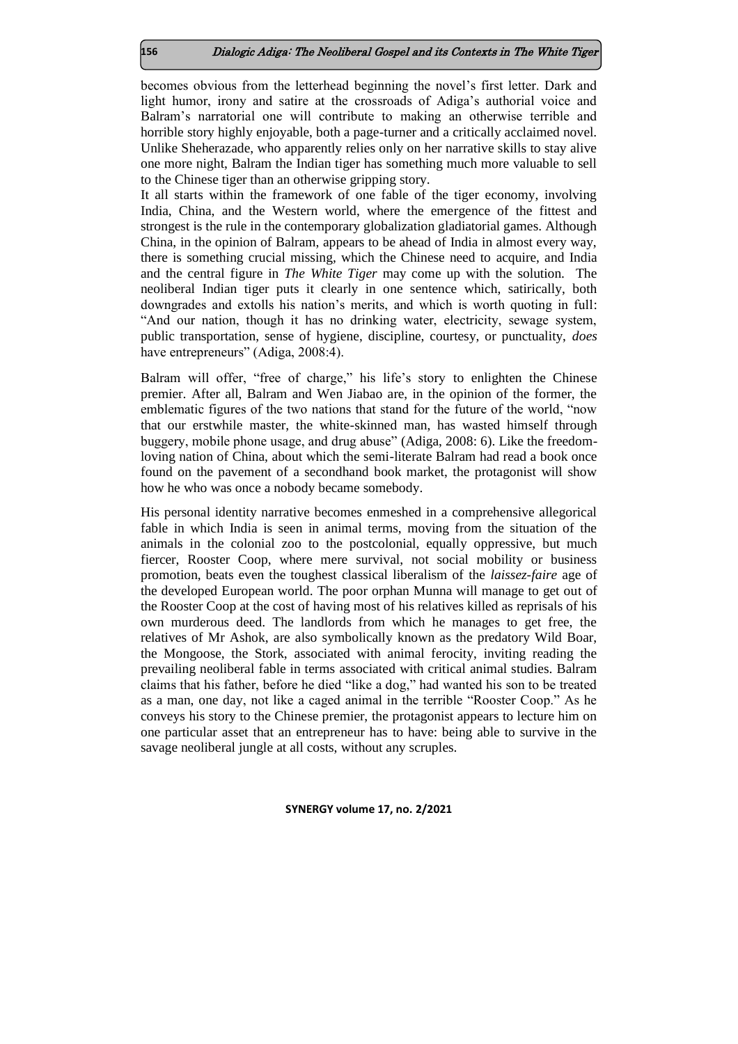becomes obvious from the letterhead beginning the novel's first letter. Dark and light humor, irony and satire at the crossroads of Adiga's authorial voice and Balram's narratorial one will contribute to making an otherwise terrible and horrible story highly enjoyable, both a page-turner and a critically acclaimed novel. Unlike Sheherazade, who apparently relies only on her narrative skills to stay alive one more night, Balram the Indian tiger has something much more valuable to sell to the Chinese tiger than an otherwise gripping story.

It all starts within the framework of one fable of the tiger economy, involving India, China, and the Western world, where the emergence of the fittest and strongest is the rule in the contemporary globalization gladiatorial games. Although China, in the opinion of Balram, appears to be ahead of India in almost every way, there is something crucial missing, which the Chinese need to acquire, and India and the central figure in *The White Tiger* may come up with the solution. The neoliberal Indian tiger puts it clearly in one sentence which, satirically, both downgrades and extolls his nation's merits, and which is worth quoting in full: "And our nation, though it has no drinking water, electricity, sewage system, public transportation, sense of hygiene, discipline, courtesy, or punctuality, *does* have entrepreneurs" (Adiga, 2008:4).

Balram will offer, "free of charge," his life's story to enlighten the Chinese premier. After all, Balram and Wen Jiabao are, in the opinion of the former, the emblematic figures of the two nations that stand for the future of the world, "now that our erstwhile master, the white-skinned man, has wasted himself through buggery, mobile phone usage, and drug abuse" (Adiga, 2008: 6). Like the freedom-loving nation of China, about which the semi-literate Balram had read a book once found on the pavement of a secondhand book market, the protagonist will show how he who was once a nobody became somebody.

His personal identity narrative becomes enmeshed in a comprehensive allegorical fable in which India is seen in animal terms, moving from the situation of the animals in the colonial zoo to the postcolonial, equally oppressive, but much fiercer, Rooster Coop, where mere survival, not social mobility or business promotion, beats even the toughest classical liberalism of the *laissez-faire* age of the developed European world. The poor orphan Munna will manage to get out of the Rooster Coop at the cost of having most of his relatives killed as reprisals of his own murderous deed. The landlords from which he manages to get free, the relatives of Mr Ashok, are also symbolically known as the predatory Wild Boar, the Mongoose, the Stork, associated with animal ferocity, inviting reading the prevailing neoliberal fable in terms associated with critical animal studies. Balram claims that his father, before he died "like a dog," had wanted his son to be treated as a man, one day, not like a caged animal in the terrible "Rooster Coop." As he conveys his story to the Chinese premier, the protagonist appears to lecture him on one particular asset that an entrepreneur has to have: being able to survive in the savage neoliberal jungle at all costs, without any scruples.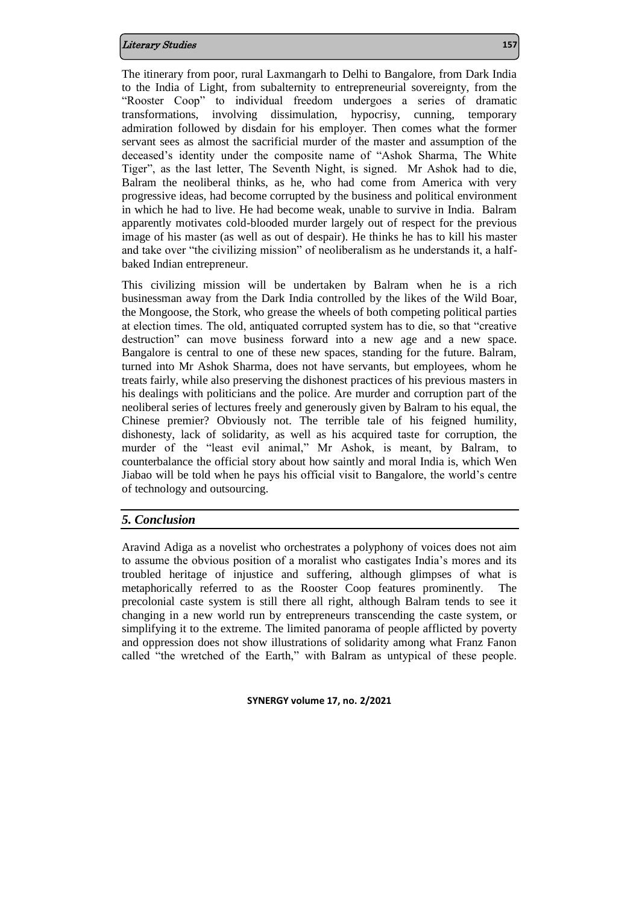The itinerary from poor, rural Laxmangarh to Delhi to Bangalore, from Dark India to the India of Light, from subalternity to entrepreneurial sovereignty, from the "Rooster Coop" to individual freedom undergoes a series of dramatic transformations, involving dissimulation, hypocrisy, cunning, temporary admiration followed by disdain for his employer. Then comes what the former servant sees as almost the sacrificial murder of the master and assumption of the deceased's identity under the composite name of "Ashok Sharma, The White Tiger", as the last letter, The Seventh Night, is signed. Mr Ashok had to die, Balram the neoliberal thinks, as he, who had come from America with very progressive ideas, had become corrupted by the business and political environment in which he had to live. He had become weak, unable to survive in India. Balram apparently motivates cold-blooded murder largely out of respect for the previous image of his master (as well as out of despair). He thinks he has to kill his master and take over "the civilizing mission" of neoliberalism as he understands it, a half-baked Indian entrepreneur.

This civilizing mission will be undertaken by Balram when he is a rich businessman away from the Dark India controlled by the likes of the Wild Boar, the Mongoose, the Stork, who grease the wheels of both competing political parties at election times. The old, antiquated corrupted system has to die, so that "creative destruction" can move business forward into a new age and a new space. Bangalore is central to one of these new spaces, standing for the future. Balram, turned into Mr Ashok Sharma, does not have servants, but employees, whom he treats fairly, while also preserving the dishonest practices of his previous masters in his dealings with politicians and the police. Are murder and corruption part of the neoliberal series of lectures freely and generously given by Balram to his equal, the Chinese premier? Obviously not. The terrible tale of his feigned humility, dishonesty, lack of solidarity, as well as his acquired taste for corruption, the murder of the "least evil animal," Mr Ashok, is meant, by Balram, to counterbalance the official story about how saintly and moral India is, which Wen Jiabao will be told when he pays his official visit to Bangalore, the world's centre of technology and outsourcing.

## *5. Conclusion*

Aravind Adiga as a novelist who orchestrates a polyphony of voices does not aim to assume the obvious position of a moralist who castigates India's mores and its troubled heritage of injustice and suffering, although glimpses of what is metaphorically referred to as the Rooster Coop features prominently. The precolonial caste system is still there all right, although Balram tends to see it changing in a new world run by entrepreneurs transcending the caste system, or simplifying it to the extreme. The limited panorama of people afflicted by poverty and oppression does not show illustrations of solidarity among what Franz Fanon called "the wretched of the Earth," with Balram as untypical of these people.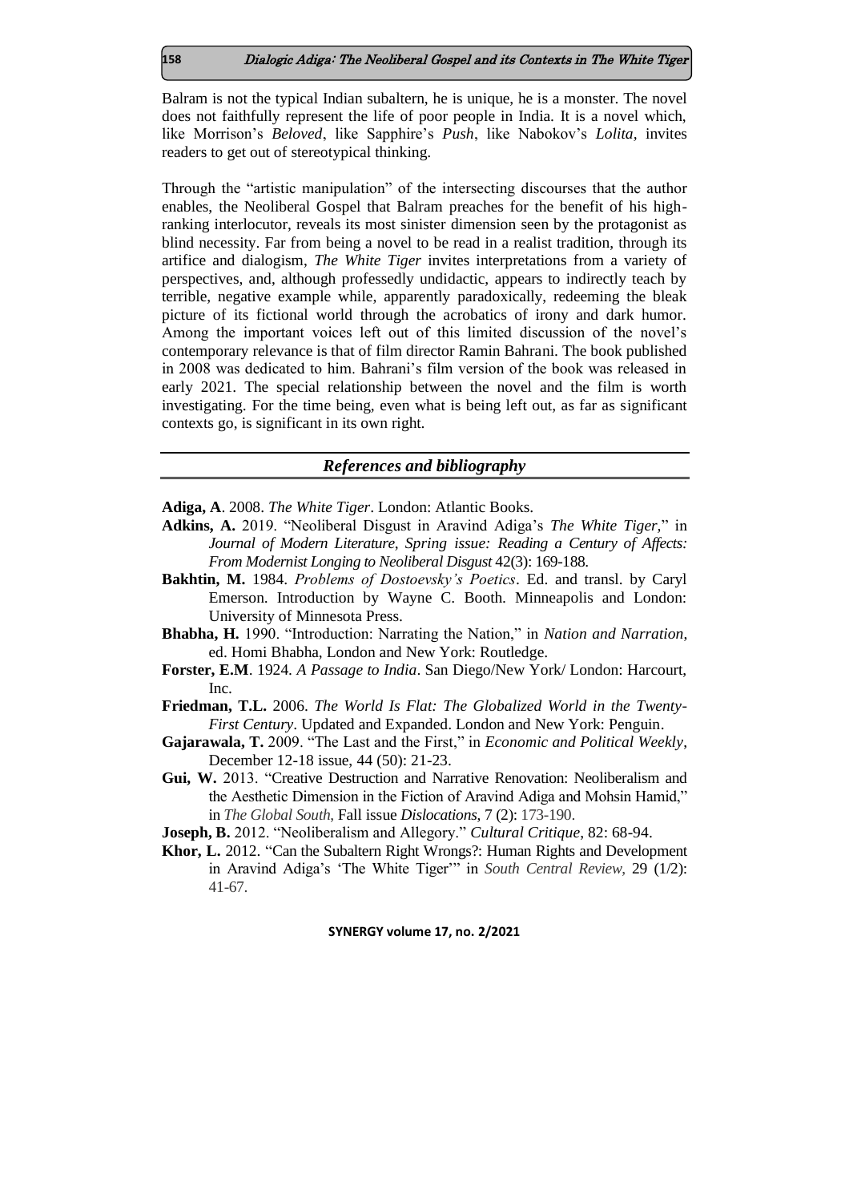Balram is not the typical Indian subaltern, he is unique, he is a monster. The novel does not faithfully represent the life of poor people in India. It is a novel which, like Morrison's *Beloved*, like Sapphire's *Push*, like Nabokov's *Lolita*, invites readers to get out of stereotypical thinking.

Through the "artistic manipulation" of the intersecting discourses that the author enables, the Neoliberal Gospel that Balram preaches for the benefit of his high-ranking interlocutor, reveals its most sinister dimension seen by the protagonist as blind necessity. Far from being a novel to be read in a realist tradition, through its artifice and dialogism, *The White Tiger* invites interpretations from a variety of perspectives, and, although professedly undidactic, appears to indirectly teach by terrible, negative example while, apparently paradoxically, redeeming the bleak picture of its fictional world through the acrobatics of irony and dark humor. Among the important voices left out of this limited discussion of the novel's contemporary relevance is that of film director Ramin Bahrani. The book published in 2008 was dedicated to him. Bahrani's film version of the book was released in early 2021. The special relationship between the novel and the film is worth investigating. For the time being, even what is being left out, as far as significant contexts go, is significant in its own right.

## *References and bibliography*

**Adiga, A**. 2008. *The White Tiger*. London: Atlantic Books.

**Adkins, A.** 2019. "Neoliberal Disgust in Aravind Adiga's *The White Tiger,*" in *Journal of Modern Literature, Spring issue: Reading a Century of Affects: From Modernist Longing to Neoliberal Disgust* 42(3): 169-188.

**Bakhtin, M.** 1984. *Problems of Dostoevsky's Poetics*. Ed. and transl. by Caryl Emerson. Introduction by Wayne C. Booth. Minneapolis and London: University of Minnesota Press.

**Bhabha, H.** 1990. "Introduction: Narrating the Nation," in *Nation and Narration*, ed. Homi Bhabha, London and New York: Routledge.

**Forster, E.M**. 1924. *A Passage to India*. San Diego/New York/ London: Harcourt, Inc.

**Friedman, T.L.** 2006. *The World Is Flat: The Globalized World in the Twenty-First Century*. Updated and Expanded. London and New York: Penguin.

**Gajarawala, T.** 2009. "The Last and the First," in *Economic and Political Weekly*, December 12-18 issue, 44 (50): 21-23.

**Gui, W.** 2013. "Creative Destruction and Narrative Renovation: Neoliberalism and the Aesthetic Dimension in the Fiction of Aravind Adiga and Mohsin Hamid," in *The Global South*, Fall issue *Dislocations*, 7 (2): 173-190.

**Joseph, B.** 2012. "Neoliberalism and Allegory." *Cultural Critique*, 82: 68-94.

**Khor, L.** 2012. "Can the Subaltern Right Wrongs?: Human Rights and Development in Aravind Adiga's 'The White Tiger'" in *South Central Review*, 29 (1/2): 41-67.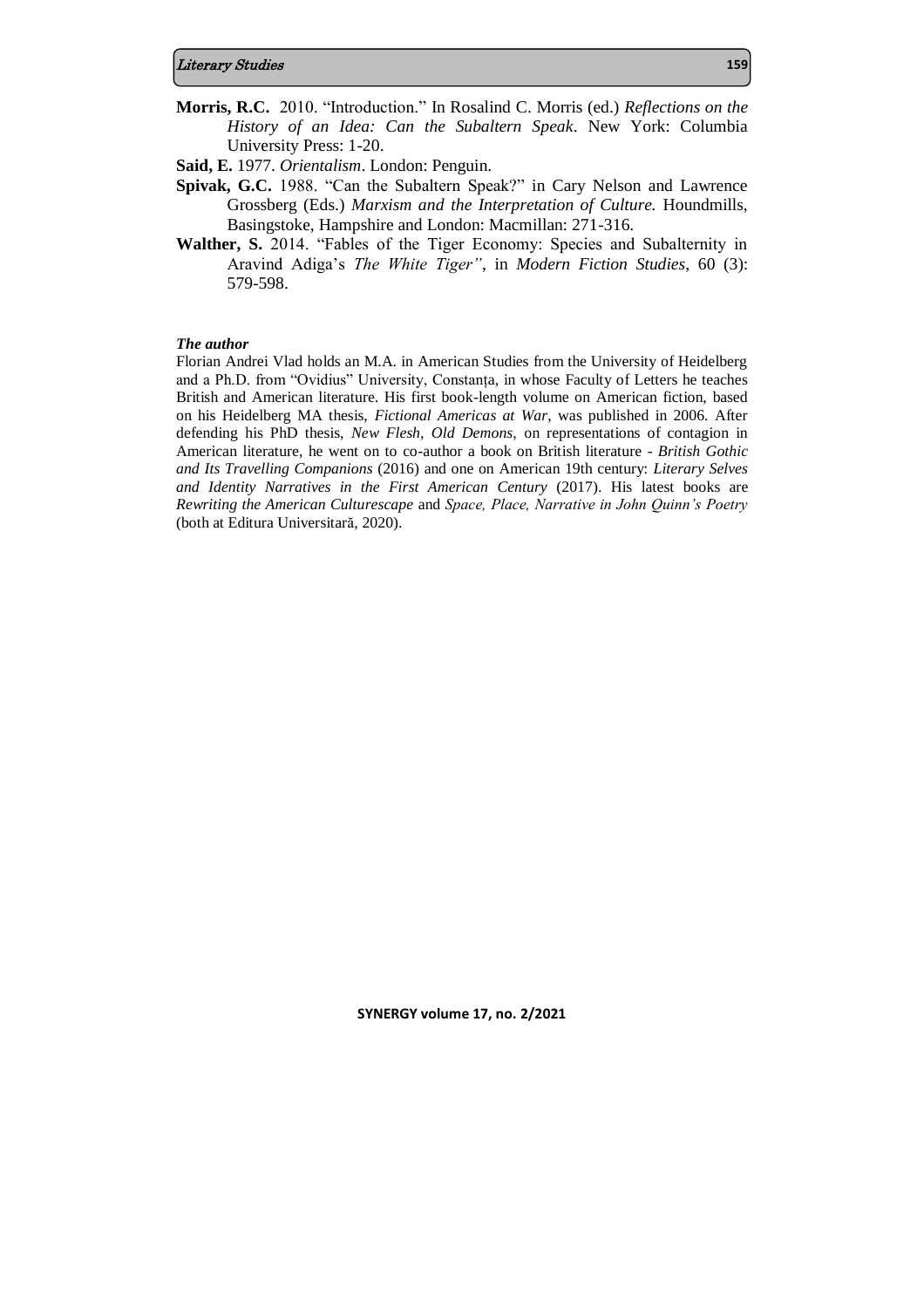**Morris, R.C.** 2010. "Introduction." In Rosalind C. Morris (ed.) *Reflections on the History of an Idea: Can the Subaltern Speak*. New York: Columbia University Press: 1-20.

**Said, E.** 1977. *Orientalism*. London: Penguin.

**Spivak, G.C.** 1988. "Can the Subaltern Speak?" in Cary Nelson and Lawrence Grossberg (Eds.) *Marxism and the Interpretation of Culture.* Houndmills, Basingstoke, Hampshire and London: Macmillan: 271-316.

**Walther, S.** 2014. "Fables of the Tiger Economy: Species and Subalternity in Aravind Adiga's *The White Tiger"*, in *Modern Fiction Studies*, 60 (3): 579-598.

***The author***

Florian Andrei Vlad holds an M.A. in American Studies from the University of Heidelberg and a Ph.D. from "Ovidius" University, Constanța, in whose Faculty of Letters he teaches British and American literature. His first book-length volume on American fiction, based on his Heidelberg MA thesis, *Fictional Americas at War*, was published in 2006. After defending his PhD thesis, *New Flesh, Old Demons*, on representations of contagion in American literature, he went on to co-author a book on British literature - *British Gothic and Its Travelling Companions* (2016) and one on American 19th century: *Literary Selves and Identity Narratives in the First American Century* (2017). His latest books are *Rewriting the American Culturescape* and *Space, Place, Narrative in John Quinn's Poetry* (both at Editura Universitară, 2020).